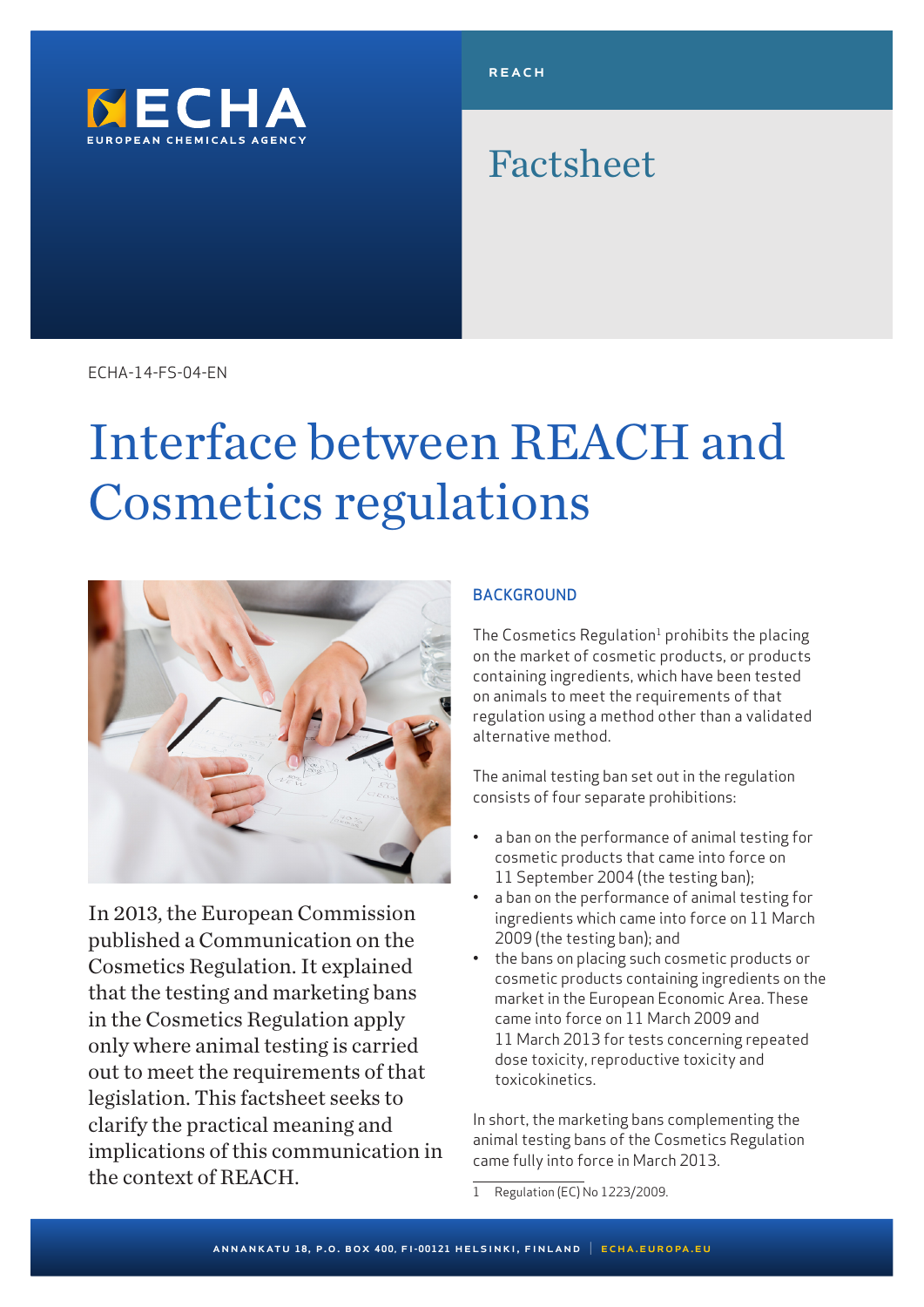ECHA
EUROPEAN CHEMICALS AGENCY

REACH

Factsheet

ECHA-14-FS-04-EN

# Interface between REACH and Cosmetics regulations

In 2013, the European Commission published a Communication on the Cosmetics Regulation. It explained that the testing and marketing bans in the Cosmetics Regulation apply only where animal testing is carried out to meet the requirements of that legislation. This factsheet seeks to clarify the practical meaning and implications of this communication in the context of REACH.

## BACKGROUND

The Cosmetics Regulation[1] prohibits the placing on the market of cosmetic products, or products containing ingredients, which have been tested on animals to meet the requirements of that regulation using a method other than a validated alternative method.

The animal testing ban set out in the regulation consists of four separate prohibitions:

- a ban on the performance of animal testing for cosmetic products that came into force on 11 September 2004 (the testing ban);
- a ban on the performance of animal testing for ingredients which came into force on 11 March 2009 (the testing ban); and
- the bans on placing such cosmetic products or cosmetic products containing ingredients on the market in the European Economic Area. These came into force on 11 March 2009 and 11 March 2013 for tests concerning repeated dose toxicity, reproductive toxicity and toxicokinetics.

In short, the marketing bans complementing the animal testing bans of the Cosmetics Regulation came fully into force in March 2013.

1 Regulation (EC) No 1223/2009.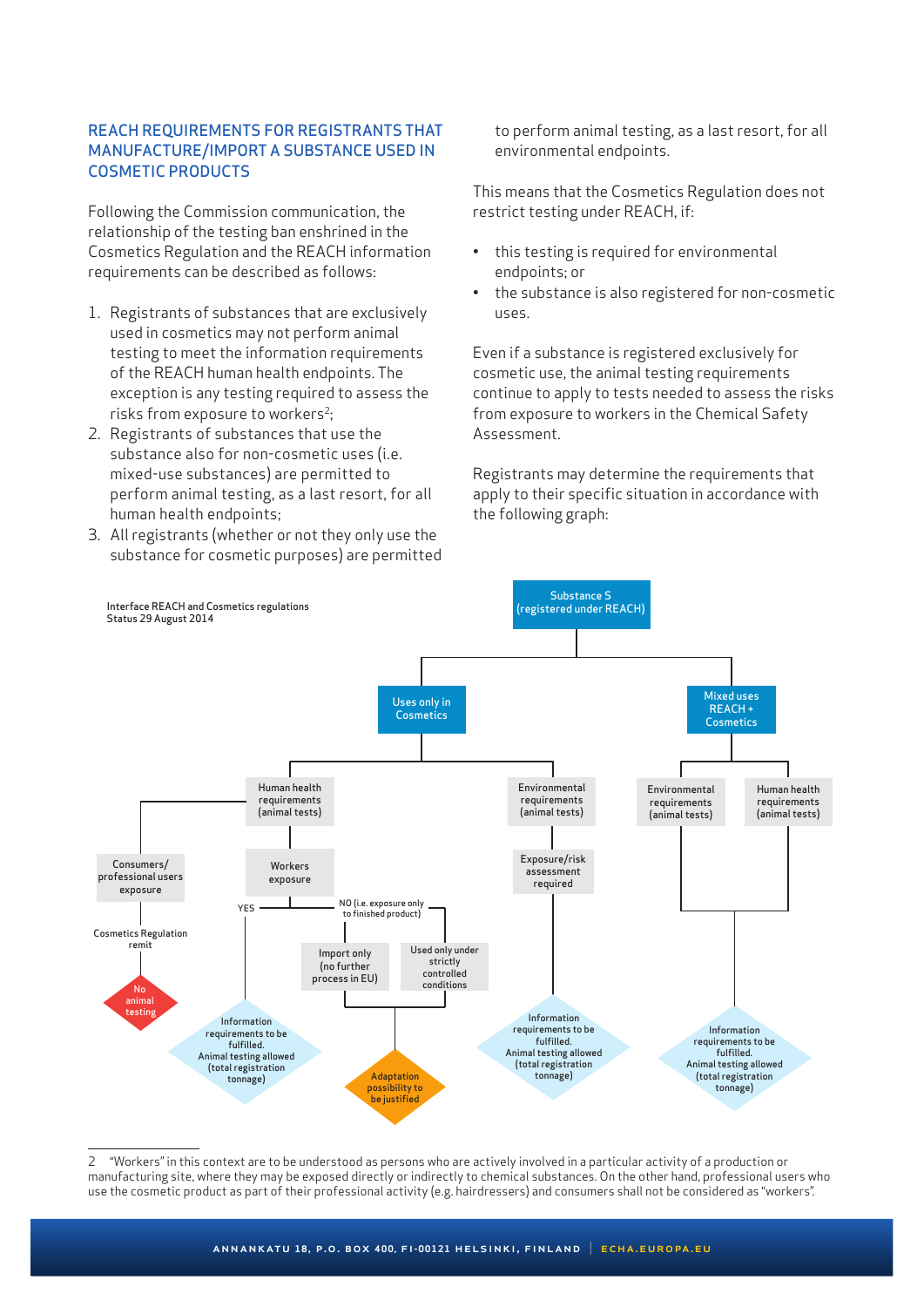## REACH REQUIREMENTS FOR REGISTRANTS THAT MANUFACTURE/IMPORT A SUBSTANCE USED IN COSMETIC PRODUCTS

Following the Commission communication, the relationship of the testing ban enshrined in the Cosmetics Regulation and the REACH information requirements can be described as follows:

1. Registrants of substances that are exclusively used in cosmetics may not perform animal testing to meet the information requirements of the REACH human health endpoints. The exception is any testing required to assess the risks from exposure to workers[2];
2. Registrants of substances that use the substance also for non-cosmetic uses (i.e. mixed-use substances) are permitted to perform animal testing, as a last resort, for all human health endpoints;
3. All registrants (whether or not they only use the substance for cosmetic purposes) are permitted to perform animal testing, as a last resort, for all environmental endpoints.

This means that the Cosmetics Regulation does not restrict testing under REACH, if:

- this testing is required for environmental endpoints; or
- the substance is also registered for non-cosmetic uses.

Even if a substance is registered exclusively for cosmetic use, the animal testing requirements continue to apply to tests needed to assess the risks from exposure to workers in the Chemical Safety Assessment.

Registrants may determine the requirements that apply to their specific situation in accordance with the following graph:

Interface REACH and Cosmetics regulations
Status 29 August 2014

Substance S (registered under REACH)

- **Uses only in Cosmetics**
  - Human health requirements (animal tests)
    - Consumers/ professional users exposure → Cosmetics Regulation remit → No animal testing
    - Workers exposure
      - YES → Information requirements to be fulfilled. Animal testing allowed (total registration tonnage)
      - NO (i.e. exposure only to finished product) → Import only (no further process in EU) / Used only under strictly controlled conditions → Adaptation possibility to be justified
  - Environmental requirements (animal tests) → Exposure/risk assessment required → Information requirements to be fulfilled. Animal testing allowed (total registration tonnage)
- **Mixed uses REACH + Cosmetics**
  - Environmental requirements (animal tests)
  - Human health requirements (animal tests)
  - → Information requirements to be fulfilled. Animal testing allowed (total registration tonnage)

2 "Workers" in this context are to be understood as persons who are actively involved in a particular activity of a production or manufacturing site, where they may be exposed directly or indirectly to chemical substances. On the other hand, professional users who use the cosmetic product as part of their professional activity (e.g. hairdressers) and consumers shall not be considered as "workers".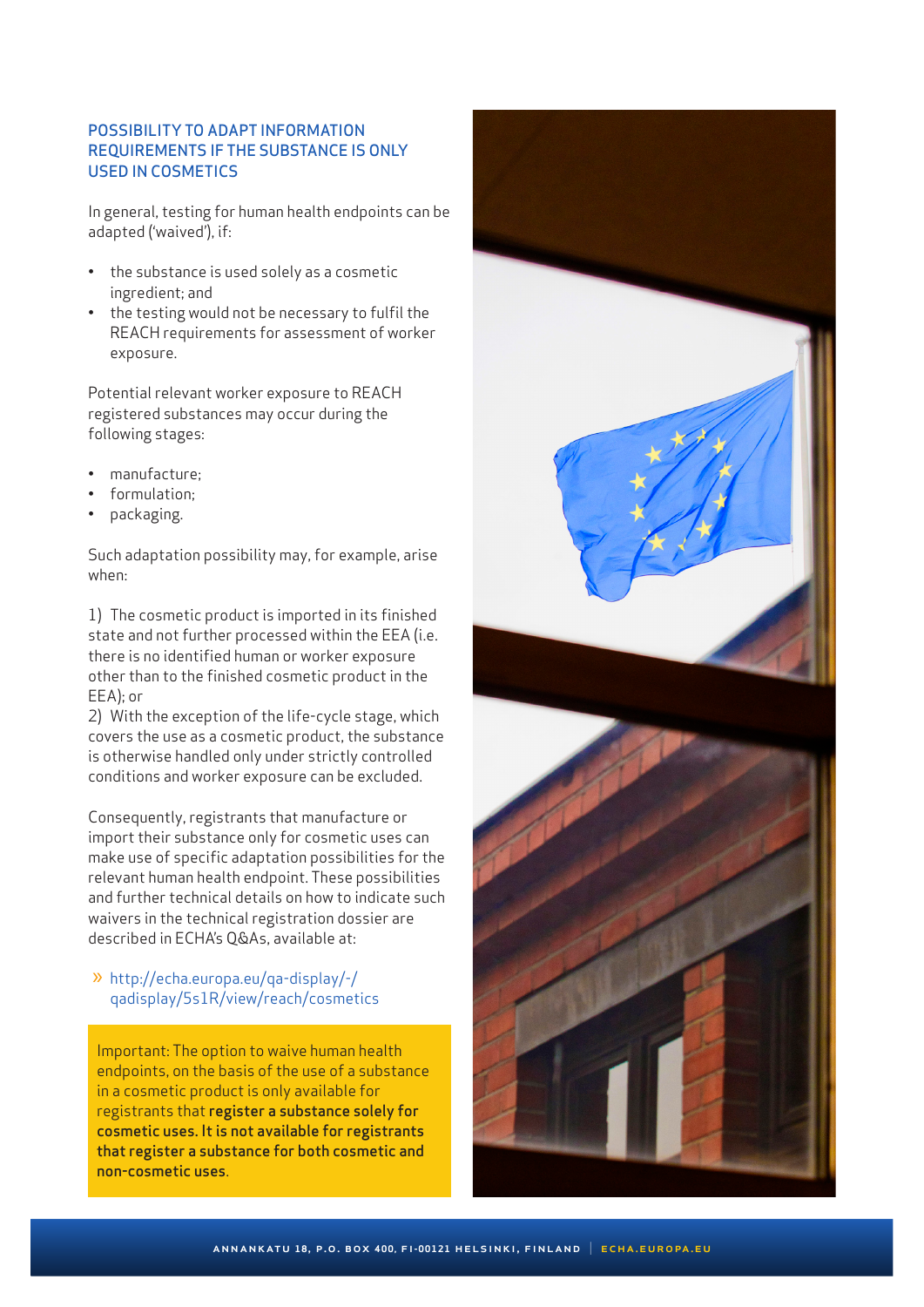## POSSIBILITY TO ADAPT INFORMATION REQUIREMENTS IF THE SUBSTANCE IS ONLY USED IN COSMETICS

In general, testing for human health endpoints can be adapted ('waived'), if:

- the substance is used solely as a cosmetic ingredient; and
- the testing would not be necessary to fulfil the REACH requirements for assessment of worker exposure.

Potential relevant worker exposure to REACH registered substances may occur during the following stages:

- manufacture;
- formulation;
- packaging.

Such adaptation possibility may, for example, arise when:

1) The cosmetic product is imported in its finished state and not further processed within the EEA (i.e. there is no identified human or worker exposure other than to the finished cosmetic product in the EEA); or
2) With the exception of the life-cycle stage, which covers the use as a cosmetic product, the substance is otherwise handled only under strictly controlled conditions and worker exposure can be excluded.

Consequently, registrants that manufacture or import their substance only for cosmetic uses can make use of specific adaptation possibilities for the relevant human health endpoint. These possibilities and further technical details on how to indicate such waivers in the technical registration dossier are described in ECHA's Q&As, available at:

» http://echa.europa.eu/qa-display/-/qadisplay/5s1R/view/reach/cosmetics

Important: The option to waive human health endpoints, on the basis of the use of a substance in a cosmetic product is only available for registrants that **register a substance solely for cosmetic uses. It is not available for registrants that register a substance for both cosmetic and non-cosmetic uses**.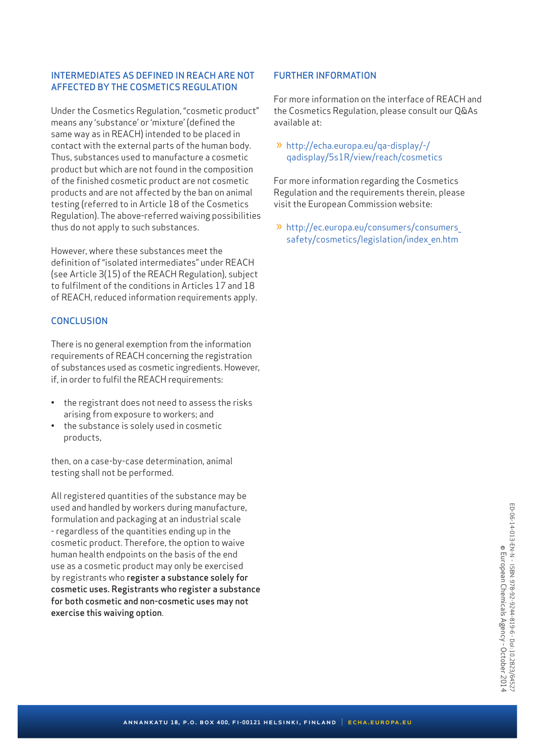## INTERMEDIATES AS DEFINED IN REACH ARE NOT AFFECTED BY THE COSMETICS REGULATION

Under the Cosmetics Regulation, "cosmetic product" means any 'substance' or 'mixture' (defined the same way as in REACH) intended to be placed in contact with the external parts of the human body. Thus, substances used to manufacture a cosmetic product but which are not found in the composition of the finished cosmetic product are not cosmetic products and are not affected by the ban on animal testing (referred to in Article 18 of the Cosmetics Regulation). The above-referred waiving possibilities thus do not apply to such substances.

However, where these substances meet the definition of "isolated intermediates" under REACH (see Article 3(15) of the REACH Regulation), subject to fulfilment of the conditions in Articles 17 and 18 of REACH, reduced information requirements apply.

## CONCLUSION

There is no general exemption from the information requirements of REACH concerning the registration of substances used as cosmetic ingredients. However, if, in order to fulfil the REACH requirements:

- the registrant does not need to assess the risks arising from exposure to workers; and
- the substance is solely used in cosmetic products,

then, on a case-by-case determination, animal testing shall not be performed.

All registered quantities of the substance may be used and handled by workers during manufacture, formulation and packaging at an industrial scale - regardless of the quantities ending up in the cosmetic product. Therefore, the option to waive human health endpoints on the basis of the end use as a cosmetic product may only be exercised by registrants who **register a substance solely for cosmetic uses. Registrants who register a substance for both cosmetic and non-cosmetic uses may not exercise this waiving option**.

## FURTHER INFORMATION

For more information on the interface of REACH and the Cosmetics Regulation, please consult our Q&As available at:

» http://echa.europa.eu/qa-display/-/qadisplay/5s1R/view/reach/cosmetics

For more information regarding the Cosmetics Regulation and the requirements therein, please visit the European Commission website:

» http://ec.europa.eu/consumers/consumers_safety/cosmetics/legislation/index_en.htm

ED-06-14-013-EN-N - ISBN: 978-92-9244-819-6 - DoI: 10.2823/64527
© European Chemicals Agency - October 2014

ANNANKATU 18, P.O. BOX 400, FI-00121 HELSINKI, FINLAND | ECHA.EUROPA.EU